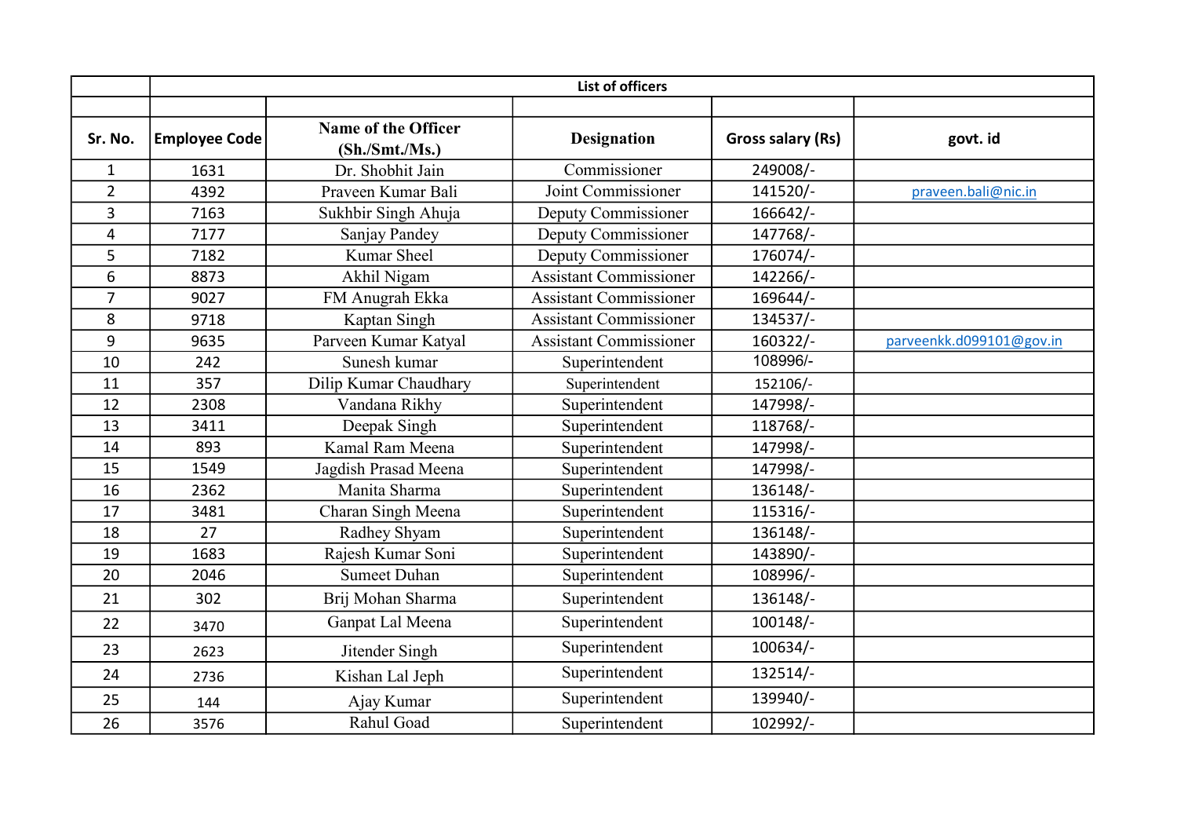| | List of officers | | | | |
|---|---|---|---|---|---|
| | | | | | |
| Sr. No. | Employee Code | Name of the Officer (Sh./Smt./Ms.) | Designation | Gross salary (Rs) | govt. id |
| 1 | 1631 | Dr. Shobhit Jain | Commissioner | 249008/- | |
| 2 | 4392 | Praveen Kumar Bali | Joint Commissioner | 141520/- | praveen.bali@nic.in |
| 3 | 7163 | Sukhbir Singh Ahuja | Deputy Commissioner | 166642/- | |
| 4 | 7177 | Sanjay Pandey | Deputy Commissioner | 147768/- | |
| 5 | 7182 | Kumar Sheel | Deputy Commissioner | 176074/- | |
| 6 | 8873 | Akhil Nigam | Assistant Commissioner | 142266/- | |
| 7 | 9027 | FM Anugrah Ekka | Assistant Commissioner | 169644/- | |
| 8 | 9718 | Kaptan Singh | Assistant Commissioner | 134537/- | |
| 9 | 9635 | Parveen Kumar Katyal | Assistant Commissioner | 160322/- | parveenkk.d099101@gov.in |
| 10 | 242 | Sunesh kumar | Superintendent | 108996/- | |
| 11 | 357 | Dilip Kumar Chaudhary | Superintendent | 152106/- | |
| 12 | 2308 | Vandana Rikhy | Superintendent | 147998/- | |
| 13 | 3411 | Deepak Singh | Superintendent | 118768/- | |
| 14 | 893 | Kamal Ram Meena | Superintendent | 147998/- | |
| 15 | 1549 | Jagdish Prasad Meena | Superintendent | 147998/- | |
| 16 | 2362 | Manita Sharma | Superintendent | 136148/- | |
| 17 | 3481 | Charan Singh Meena | Superintendent | 115316/- | |
| 18 | 27 | Radhey Shyam | Superintendent | 136148/- | |
| 19 | 1683 | Rajesh Kumar Soni | Superintendent | 143890/- | |
| 20 | 2046 | Sumeet Duhan | Superintendent | 108996/- | |
| 21 | 302 | Brij Mohan Sharma | Superintendent | 136148/- | |
| 22 | 3470 | Ganpat Lal Meena | Superintendent | 100148/- | |
| 23 | 2623 | Jitender Singh | Superintendent | 100634/- | |
| 24 | 2736 | Kishan Lal Jeph | Superintendent | 132514/- | |
| 25 | 144 | Ajay Kumar | Superintendent | 139940/- | |
| 26 | 3576 | Rahul Goad | Superintendent | 102992/- | |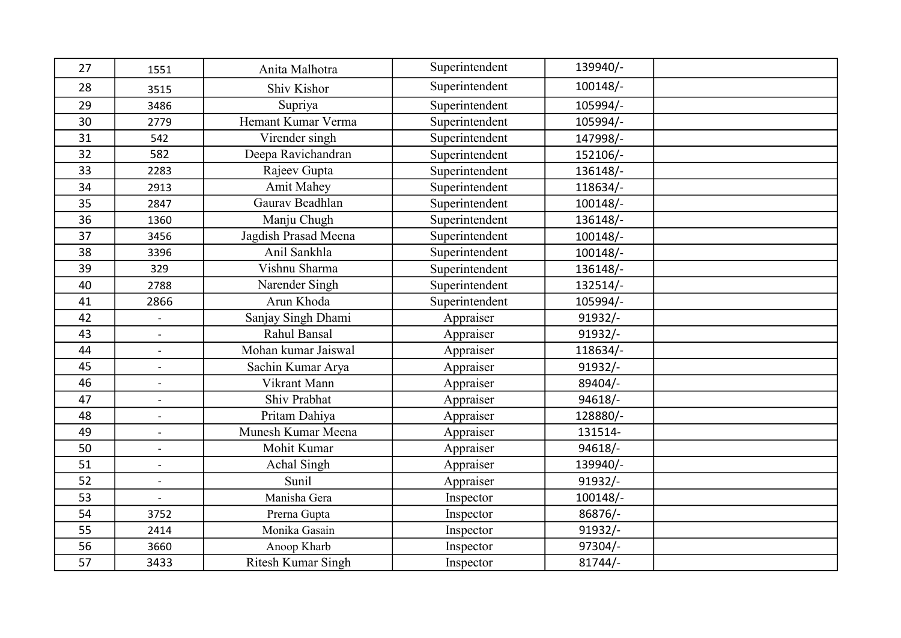| 27 | 1551 | Anita Malhotra | Superintendent | 139940/- | |
|---|---|---|---|---|---|
| 28 | 3515 | Shiv Kishor | Superintendent | 100148/- | |
| 29 | 3486 | Supriya | Superintendent | 105994/- | |
| 30 | 2779 | Hemant Kumar Verma | Superintendent | 105994/- | |
| 31 | 542 | Virender singh | Superintendent | 147998/- | |
| 32 | 582 | Deepa Ravichandran | Superintendent | 152106/- | |
| 33 | 2283 | Rajeev Gupta | Superintendent | 136148/- | |
| 34 | 2913 | Amit Mahey | Superintendent | 118634/- | |
| 35 | 2847 | Gaurav Beadhlan | Superintendent | 100148/- | |
| 36 | 1360 | Manju Chugh | Superintendent | 136148/- | |
| 37 | 3456 | Jagdish Prasad Meena | Superintendent | 100148/- | |
| 38 | 3396 | Anil Sankhla | Superintendent | 100148/- | |
| 39 | 329 | Vishnu Sharma | Superintendent | 136148/- | |
| 40 | 2788 | Narender Singh | Superintendent | 132514/- | |
| 41 | 2866 | Arun Khoda | Superintendent | 105994/- | |
| 42 | - | Sanjay Singh Dhami | Appraiser | 91932/- | |
| 43 | - | Rahul Bansal | Appraiser | 91932/- | |
| 44 | - | Mohan kumar Jaiswal | Appraiser | 118634/- | |
| 45 | - | Sachin Kumar Arya | Appraiser | 91932/- | |
| 46 | - | Vikrant Mann | Appraiser | 89404/- | |
| 47 | - | Shiv Prabhat | Appraiser | 94618/- | |
| 48 | - | Pritam Dahiya | Appraiser | 128880/- | |
| 49 | - | Munesh Kumar Meena | Appraiser | 131514- | |
| 50 | - | Mohit Kumar | Appraiser | 94618/- | |
| 51 | - | Achal Singh | Appraiser | 139940/- | |
| 52 | - | Sunil | Appraiser | 91932/- | |
| 53 | - | Manisha Gera | Inspector | 100148/- | |
| 54 | 3752 | Prerna Gupta | Inspector | 86876/- | |
| 55 | 2414 | Monika Gasain | Inspector | 91932/- | |
| 56 | 3660 | Anoop Kharb | Inspector | 97304/- | |
| 57 | 3433 | Ritesh Kumar Singh | Inspector | 81744/- | |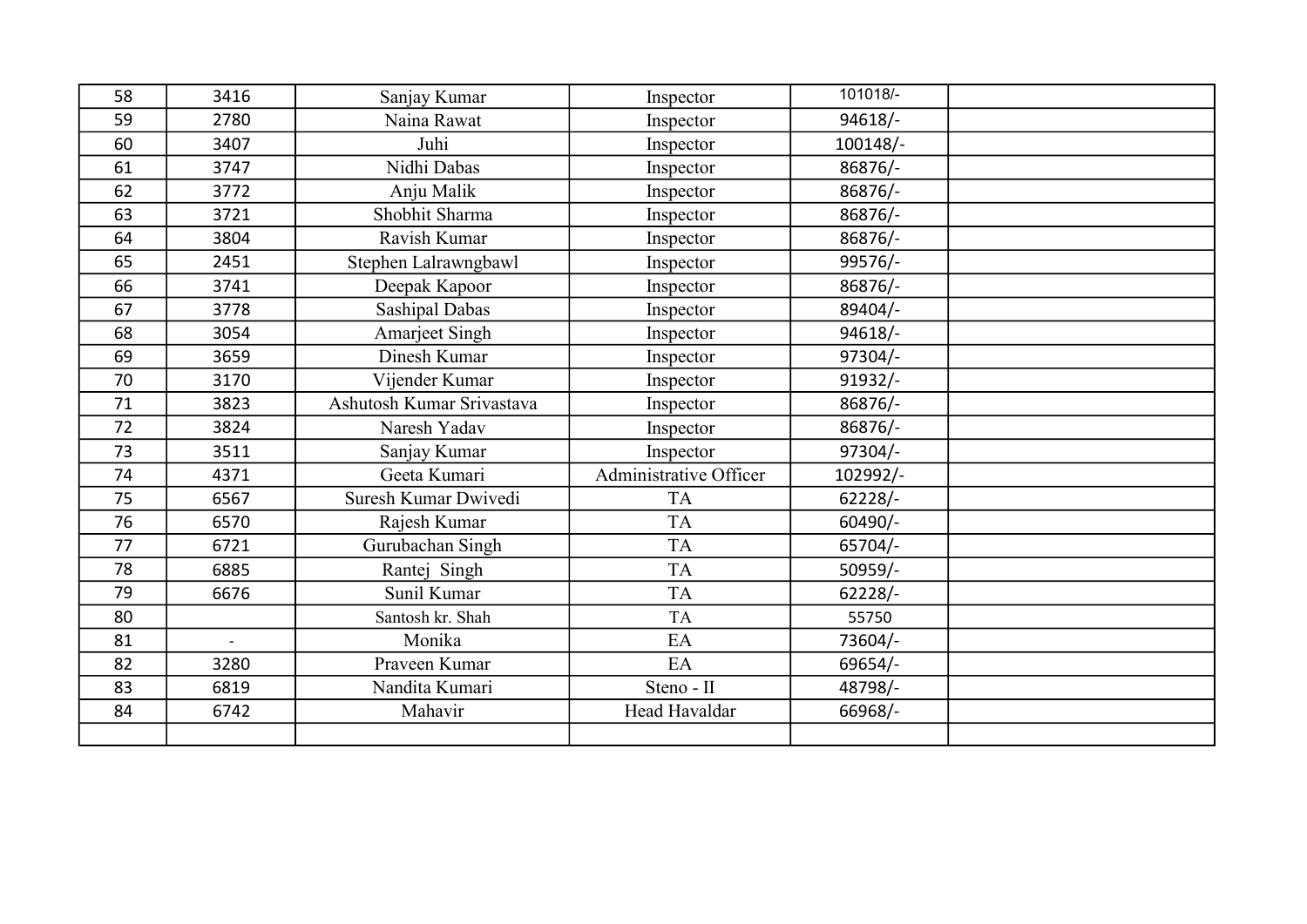| | | | | | |
|---|---|---|---|---|---|
| 58 | 3416 | Sanjay Kumar | Inspector | 101018/- | |
| 59 | 2780 | Naina Rawat | Inspector | 94618/- | |
| 60 | 3407 | Juhi | Inspector | 100148/- | |
| 61 | 3747 | Nidhi Dabas | Inspector | 86876/- | |
| 62 | 3772 | Anju Malik | Inspector | 86876/- | |
| 63 | 3721 | Shobhit Sharma | Inspector | 86876/- | |
| 64 | 3804 | Ravish Kumar | Inspector | 86876/- | |
| 65 | 2451 | Stephen Lalrawngbawl | Inspector | 99576/- | |
| 66 | 3741 | Deepak Kapoor | Inspector | 86876/- | |
| 67 | 3778 | Sashipal Dabas | Inspector | 89404/- | |
| 68 | 3054 | Amarjeet Singh | Inspector | 94618/- | |
| 69 | 3659 | Dinesh Kumar | Inspector | 97304/- | |
| 70 | 3170 | Vijender Kumar | Inspector | 91932/- | |
| 71 | 3823 | Ashutosh Kumar Srivastava | Inspector | 86876/- | |
| 72 | 3824 | Naresh Yadav | Inspector | 86876/- | |
| 73 | 3511 | Sanjay Kumar | Inspector | 97304/- | |
| 74 | 4371 | Geeta Kumari | Administrative Officer | 102992/- | |
| 75 | 6567 | Suresh Kumar Dwivedi | TA | 62228/- | |
| 76 | 6570 | Rajesh Kumar | TA | 60490/- | |
| 77 | 6721 | Gurubachan Singh | TA | 65704/- | |
| 78 | 6885 | Rantej Singh | TA | 50959/- | |
| 79 | 6676 | Sunil Kumar | TA | 62228/- | |
| 80 | | Santosh kr. Shah | TA | 55750 | |
| 81 | - | Monika | EA | 73604/- | |
| 82 | 3280 | Praveen Kumar | EA | 69654/- | |
| 83 | 6819 | Nandita Kumari | Steno - II | 48798/- | |
| 84 | 6742 | Mahavir | Head Havaldar | 66968/- | |
| | | | | | |